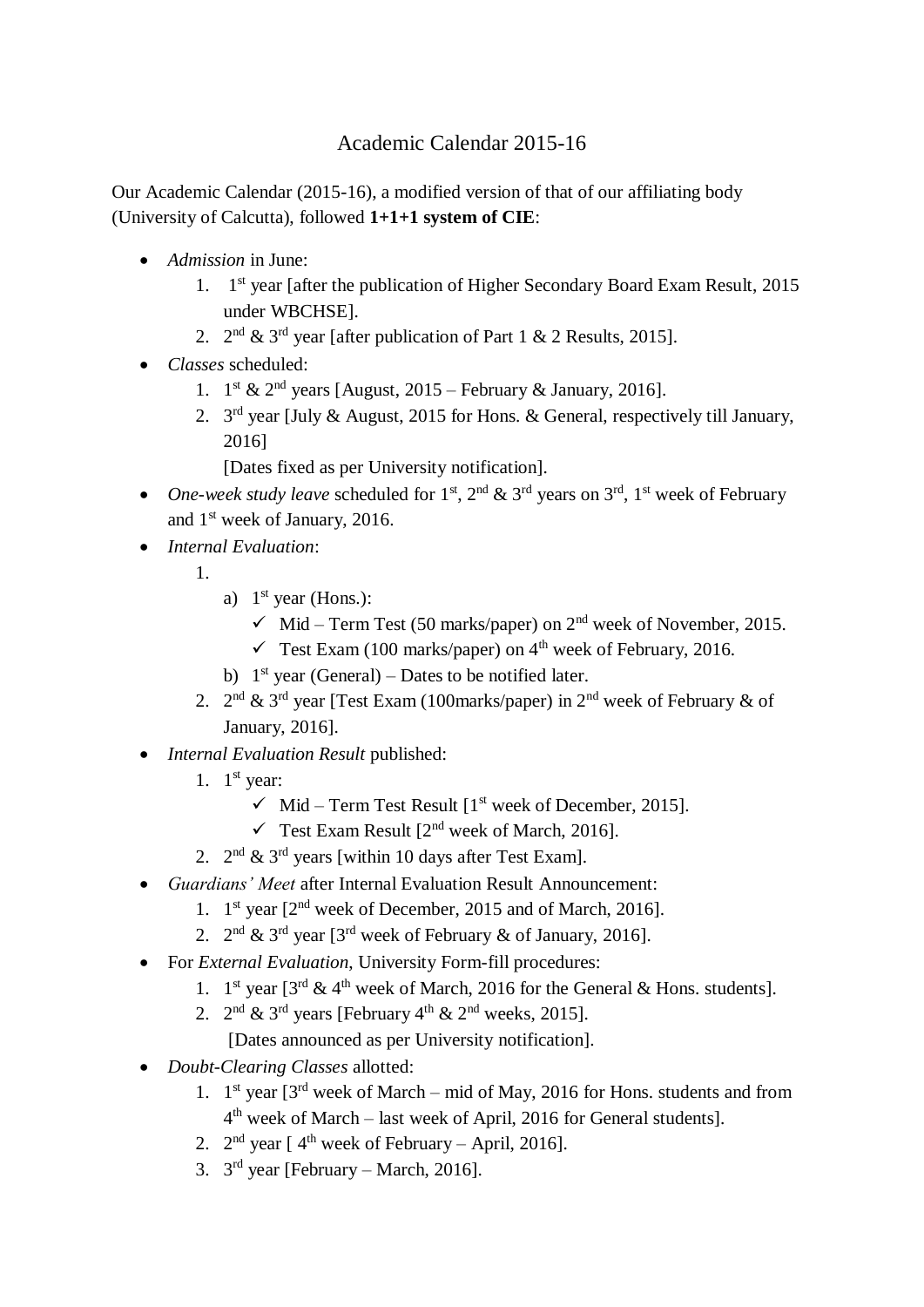# Academic Calendar 2015-16

Our Academic Calendar (2015-16), a modified version of that of our affiliating body (University of Calcutta), followed **1+1+1 system of CIE**:

- *Admission* in June:
  1. 1st year [after the publication of Higher Secondary Board Exam Result, 2015 under WBCHSE].
  2. 2nd & 3rd year [after publication of Part 1 & 2 Results, 2015].
- *Classes* scheduled:
  1. 1st & 2nd years [August, 2015 – February & January, 2016].
  2. 3rd year [July & August, 2015 for Hons. & General, respectively till January, 2016]

     [Dates fixed as per University notification].
- *One-week study leave* scheduled for 1st, 2nd & 3rd years on 3rd, 1st week of February and 1st week of January, 2016.
- *Internal Evaluation*:
  1. 
     a) 1st year (Hons.):
        - ✓ Mid – Term Test (50 marks/paper) on 2nd week of November, 2015.
        - ✓ Test Exam (100 marks/paper) on 4th week of February, 2016.

     b) 1st year (General) – Dates to be notified later.
  2. 2nd & 3rd year [Test Exam (100marks/paper) in 2nd week of February & of January, 2016].
- *Internal Evaluation Result* published:
  1. 1st year:
     - ✓ Mid – Term Test Result [1st week of December, 2015].
     - ✓ Test Exam Result [2nd week of March, 2016].
  2. 2nd & 3rd years [within 10 days after Test Exam].
- *Guardians' Meet* after Internal Evaluation Result Announcement:
  1. 1st year [2nd week of December, 2015 and of March, 2016].
  2. 2nd & 3rd year [3rd week of February & of January, 2016].
- For *External Evaluation*, University Form-fill procedures:
  1. 1st year [3rd & 4th week of March, 2016 for the General & Hons. students].
  2. 2nd & 3rd years [February 4th & 2nd weeks, 2015].

     [Dates announced as per University notification].
- *Doubt-Clearing Classes* allotted:
  1. 1st year [3rd week of March – mid of May, 2016 for Hons. students and from 4th week of March – last week of April, 2016 for General students].
  2. 2nd year [ 4th week of February – April, 2016].
  3. 3rd year [February – March, 2016].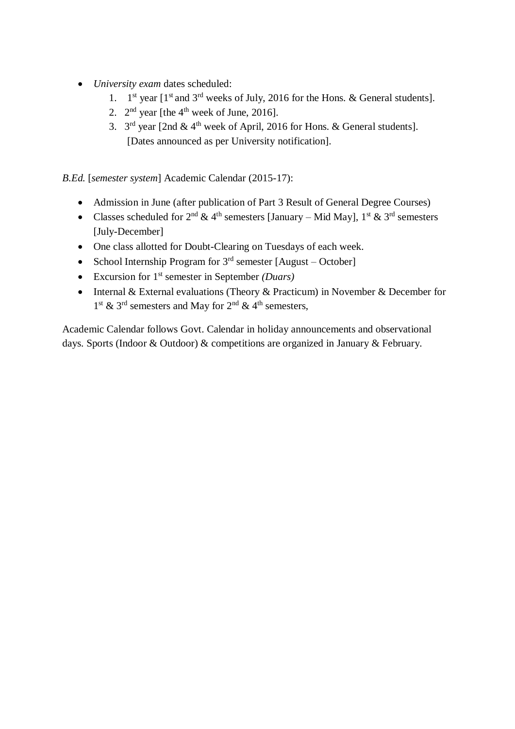- *University exam* dates scheduled:
    1. 1st year [1st and 3rd weeks of July, 2016 for the Hons. & General students].
    2. 2nd year [the 4th week of June, 2016].
    3. 3rd year [2nd & 4th week of April, 2016 for Hons. & General students].
       [Dates announced as per University notification].

*B.Ed.* [*semester system*] Academic Calendar (2015-17):

- Admission in June (after publication of Part 3 Result of General Degree Courses)
- Classes scheduled for 2nd & 4th semesters [January – Mid May], 1st & 3rd semesters [July-December]
- One class allotted for Doubt-Clearing on Tuesdays of each week.
- School Internship Program for 3rd semester [August – October]
- Excursion for 1st semester in September *(Duars)*
- Internal & External evaluations (Theory & Practicum) in November & December for 1st & 3rd semesters and May for 2nd & 4th semesters,

Academic Calendar follows Govt. Calendar in holiday announcements and observational days. Sports (Indoor & Outdoor) & competitions are organized in January & February.